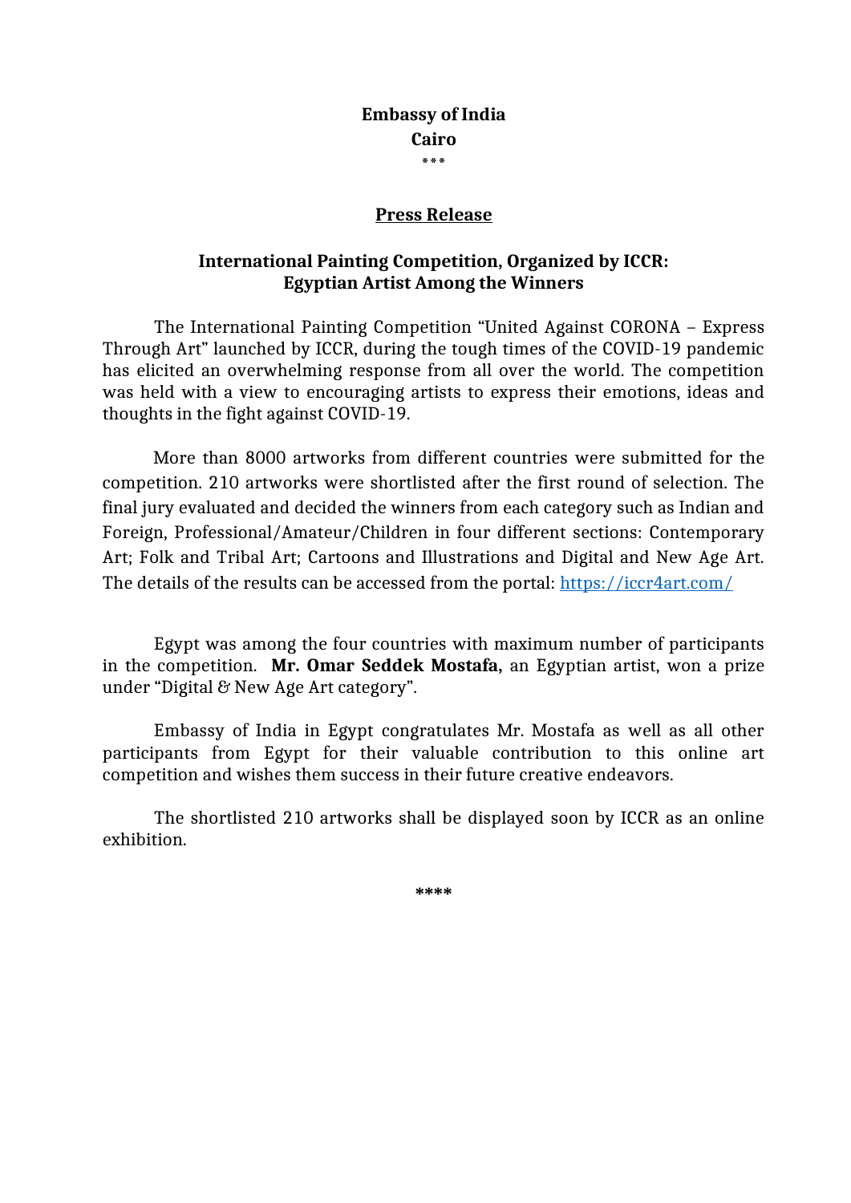**Embassy of India**
**Cairo**
\*\*\*

**Press Release**

## International Painting Competition, Organized by ICCR: Egyptian Artist Among the Winners

The International Painting Competition "United Against CORONA – Express Through Art" launched by ICCR, during the tough times of the COVID-19 pandemic has elicited an overwhelming response from all over the world. The competition was held with a view to encouraging artists to express their emotions, ideas and thoughts in the fight against COVID-19.

More than 8000 artworks from different countries were submitted for the competition. 210 artworks were shortlisted after the first round of selection. The final jury evaluated and decided the winners from each category such as Indian and Foreign, Professional/Amateur/Children in four different sections: Contemporary Art; Folk and Tribal Art; Cartoons and Illustrations and Digital and New Age Art. The details of the results can be accessed from the portal: [https://iccr4art.com/](https://iccr4art.com/)

Egypt was among the four countries with maximum number of participants in the competition. **Mr. Omar Seddek Mostafa,** an Egyptian artist, won a prize under "Digital & New Age Art category".

Embassy of India in Egypt congratulates Mr. Mostafa as well as all other participants from Egypt for their valuable contribution to this online art competition and wishes them success in their future creative endeavors.

The shortlisted 210 artworks shall be displayed soon by ICCR as an online exhibition.

\*\*\*\*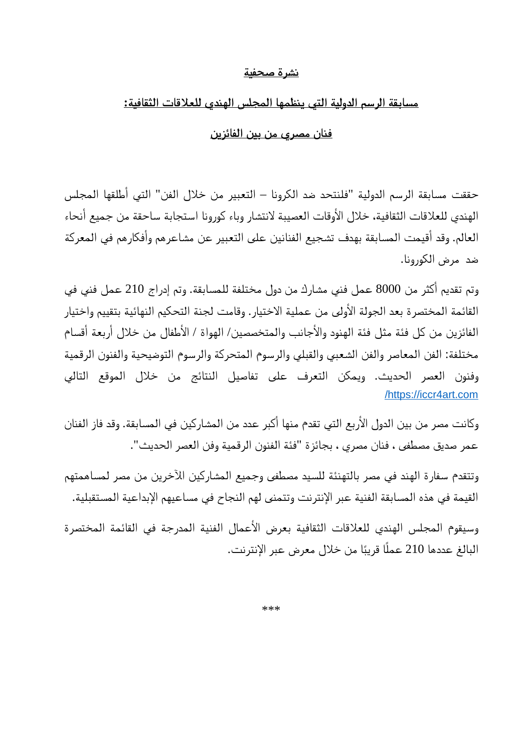**نشرة صحفية**

**مسابقة الرسم الدولية التي ينظمها المجلس الهندي للعلاقات الثقافية:**

**فنان مصري من بين الفائزين**

حققت مسابقة الرسم الدولية "فلنتحد ضد الكرونا – التعبير من خلال الفن" التي أطلقها المجلس الهندي للعلاقات الثقافية، خلال الأوقات العصيبة لانتشار وباء كورونا استجابة ساحقة من جميع أنحاء العالم. وقد أقيمت المسابقة بهدف تشجيع الفنانين على التعبير عن مشاعرهم وأفكارهم في المعركة ضد مرض الكورونا.

وتم تقديم أكثر من 8000 عمل فني مشارك من دول مختلفة للمسابقة. وتم إدراج 210 عمل فني في القائمة المختصرة بعد الجولة الأولى من عملية الاختيار. وقامت لجنة التحكيم النهائية بتقييم واختيار الفائزين من كل فئة مثل فئة الهنود والأجانب والمتخصصين/ الهواة / الأطفال من خلال أربعة أقسام مختلفة: الفن المعاصر والفن الشعبي والقبلي والرسوم المتحركة والرسوم التوضيحية والفنون الرقمية وفنون العصر الحديث. ويمكن التعرف على تفاصيل النتائج من خلال الموقع التالي https://iccr4art.com/

وكانت مصر من بين الدول الأربع التي تقدم منها أكبر عدد من المشاركين في المسابقة. وقد فاز الفنان عمر صديق مصطفى ، فنان مصري ، بجائزة "فئة الفنون الرقمية وفن العصر الحديث".

وتتقدم سفارة الهند في مصر بالتهنئة للسيد مصطفى وجميع المشاركين الآخرين من مصر لمساهمتهم القيمة في هذه المسابقة الفنية عبر الإنترنت وتتمنى لهم النجاح في مساعيهم الإبداعية المستقبلية.

وسيقوم المجلس الهندي للعلاقات الثقافية بعرض الأعمال الفنية المدرجة في القائمة المختصرة البالغ عددها 210 عملًا قريبًا من خلال معرض عبر الإنترنت.

***